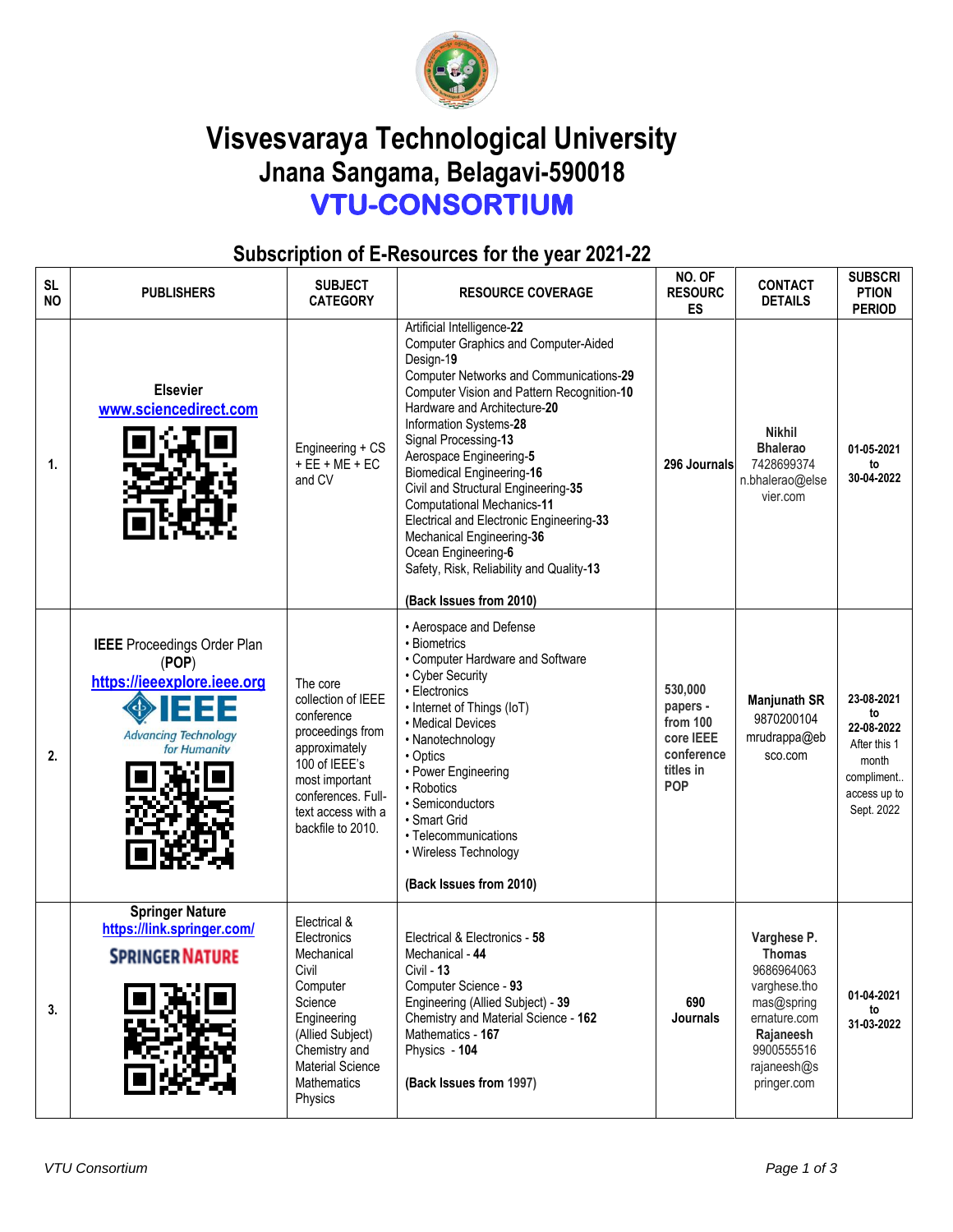# Visvesvaraya Technological University
## Jnana Sangama, Belagavi-590018
## VTU-CONSORTIUM

### Subscription of E-Resources for the year 2021-22

| SL NO | PUBLISHERS | SUBJECT CATEGORY | RESOURCE COVERAGE | NO. OF RESOURCES | CONTACT DETAILS | SUBSCRIPTION PERIOD |
|---|---|---|---|---|---|---|
| 1. | **Elsevier** www.sciencedirect.com | Engineering + CS + EE + ME + EC and CV | Artificial Intelligence-**22**<br>Computer Graphics and Computer-Aided Design-**19**<br>Computer Networks and Communications-**29**<br>Computer Vision and Pattern Recognition-**10**<br>Hardware and Architecture-**20**<br>Information Systems-**28**<br>Signal Processing-**13**<br>Aerospace Engineering-**5**<br>Biomedical Engineering-**16**<br>Civil and Structural Engineering-**35**<br>Computational Mechanics-**11**<br>Electrical and Electronic Engineering-**33**<br>Mechanical Engineering-**36**<br>Ocean Engineering-**6**<br>Safety, Risk, Reliability and Quality-**13**<br><br>**(Back Issues from 2010)** | **296 Journals** | **Nikhil Bhalerao**<br>7428699374<br>n.bhalerao@elsevier.com | **01-05-2021 to 30-04-2022** |
| 2. | **IEEE** Proceedings Order Plan (**POP**) https://ieeexplore.ieee.org<br>IEEE Advancing Technology for Humanity | The core collection of IEEE conference proceedings from approximately 100 of IEEE's most important conferences. Full-text access with a backfile to 2010. | • Aerospace and Defense<br>• Biometrics<br>• Computer Hardware and Software<br>• Cyber Security<br>• Electronics<br>• Internet of Things (IoT)<br>• Medical Devices<br>• Nanotechnology<br>• Optics<br>• Power Engineering<br>• Robotics<br>• Semiconductors<br>• Smart Grid<br>• Telecommunications<br>• Wireless Technology<br><br>**(Back Issues from 2010)** | **530,000 papers - from 100 core IEEE conference titles in POP** | **Manjunath SR**<br>9870200104<br>mrudrappa@ebsco.com | **23-08-2021 to 22-08-2022** After this 1 month compliment.. access up to Sept. 2022 |
| 3. | **Springer Nature** https://link.springer.com/<br>SPRINGER NATURE | Electrical & Electronics<br>Mechanical<br>Civil<br>Computer Science<br>Engineering (Allied Subject)<br>Chemistry and Material Science<br>Mathematics<br>Physics | Electrical & Electronics - **58**<br>Mechanical - **44**<br>Civil - **13**<br>Computer Science - **93**<br>Engineering (Allied Subject) - **39**<br>Chemistry and Material Science - **162**<br>Mathematics - **167**<br>Physics - **104**<br><br>**(Back Issues from** 1997) | **690 Journals** | **Varghese P. Thomas**<br>9686964063<br>varghese.thomas@springernature.com<br>**Rajaneesh**<br>9900555516<br>rajaneesh@springer.com | **01-04-2021 to 31-03-2022** |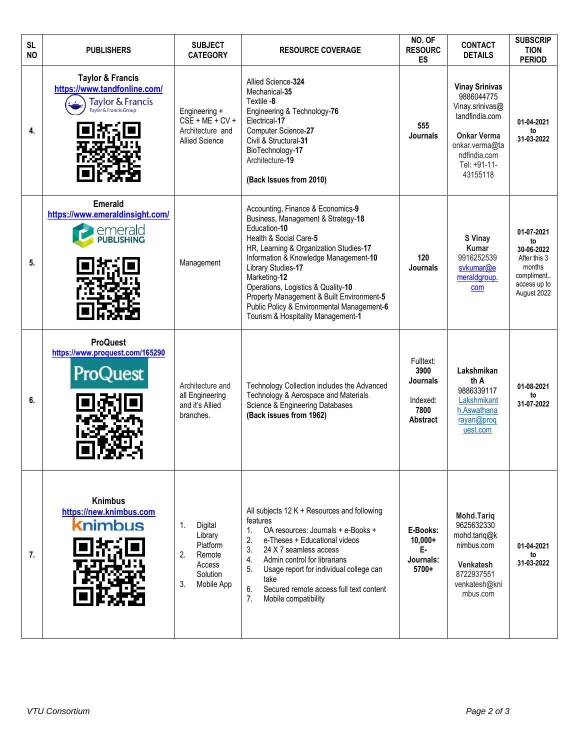| SL NO | PUBLISHERS | SUBJECT CATEGORY | RESOURCE COVERAGE | NO. OF RESOURCES | CONTACT DETAILS | SUBSCRIPTION PERIOD |
|---|---|---|---|---|---|---|
| 4. | **Taylor & Francis** https://www.tandfonline.com/ | Engineering + CSE + ME + CV + Architecture and Allied Science | Allied Science-**324**<br>Mechanical-**35**<br>Textile -**8**<br>Engineering & Technology-**76**<br>Electrical-**17**<br>Computer Science-**27**<br>Civil & Structural-**31**<br>BioTechnology-**17**<br>Architecture-**19**<br><br>**(Back Issues from 2010)** | **555 Journals** | **Vinay Srinivas**<br>9886044775<br>Vinay.srinivas@tandfindia.com<br><br>**Onkar Verma**<br>onkar.verma@tandfindia.com<br>Tel: +91-11-43155118 | **01-04-2021 to 31-03-2022** |
| 5. | **Emerald** https://www.emeraldinsight.com/ | Management | Accounting, Finance & Economics-**9**<br>Business, Management & Strategy-**18**<br>Education-**10**<br>Health & Social Care-**5**<br>HR, Learning & Organization Studies-**17**<br>Information & Knowledge Management-**10**<br>Library Studies-**17**<br>Marketing-**12**<br>Operations, Logistics & Quality-**10**<br>Property Management & Built Environment-**5**<br>Public Policy & Environmental Management-**6**<br>Tourism & Hospitality Management-**1** | **120 Journals** | **S Vinay Kumar**<br>9916252539<br>svkumar@emeraldgroup.com | **01-07-2021 to 30-06-2022**<br>After this 3 months compliment.. access up to August 2022 |
| 6. | **ProQuest** https://www.proquest.com/165290 | Architecture and all Engineering and it's Allied branches. | Technology Collection includes the Advanced Technology & Aerospace and Materials Science & Engineering Databases<br>**(Back issues from 1962)** | Fulltext: **3900 Journals**<br><br>Indexed: **7800 Abstract** | **Lakshmikanth A**<br>9886339117<br>Lakshmikanth.Aswathanarayan@proquest.com | **01-08-2021 to 31-07-2022** |
| 7. | **Knimbus** https://new.knimbus.com | 1. Digital Library Platform<br>2. Remote Access Solution<br>3. Mobile App | All subjects 12 K + Resources and following features<br>1. OA resources: Journals + e-Books +<br>2. e-Theses + Educational videos<br>3. 24 X 7 seamless access<br>4. Admin control for librarians<br>5. Usage report for individual college can take<br>6. Secured remote access full text content<br>7. Mobile compatibility | **E-Books: 10,000+**<br>**E-Journals: 5700+** | **Mohd.Tariq**<br>9625632330<br>mohd.tariq@knimbus.com<br><br>**Venkatesh**<br>8722937551<br>venkatesh@knimbus.com | **01-04-2021 to 31-03-2022** |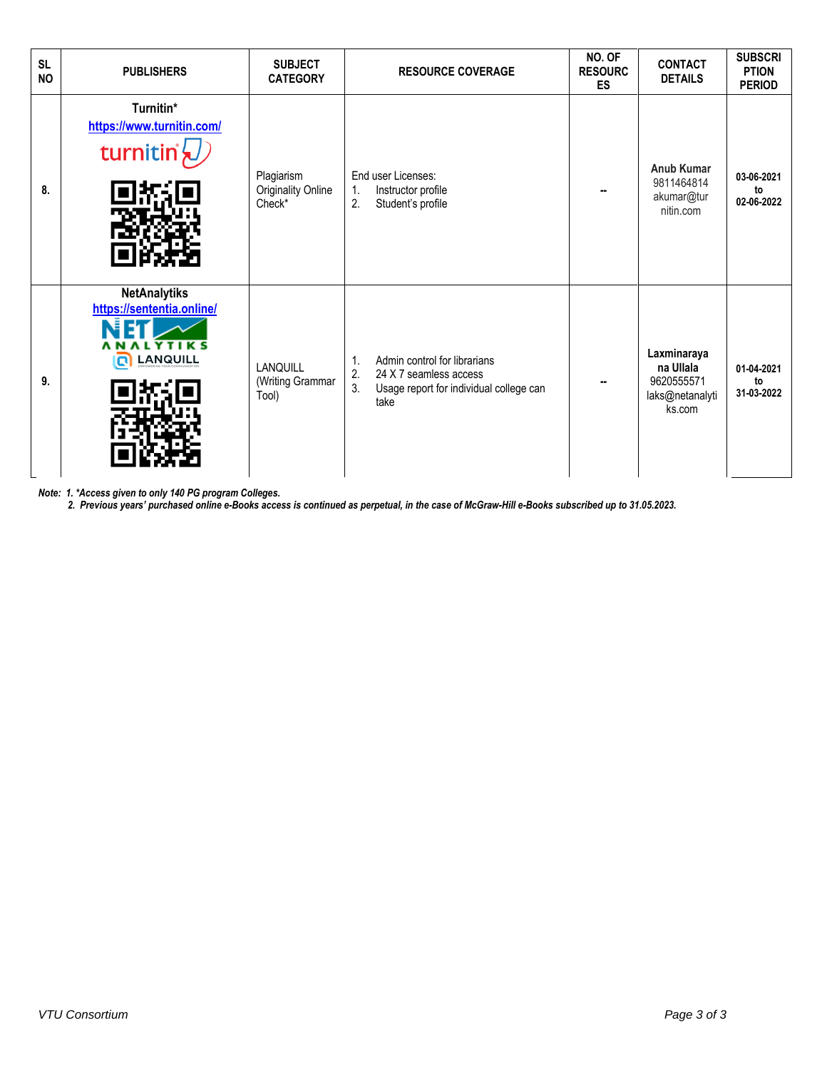| SL NO | PUBLISHERS | SUBJECT CATEGORY | RESOURCE COVERAGE | NO. OF RESOURCES | CONTACT DETAILS | SUBSCRIPTION PERIOD |
|---|---|---|---|---|---|---|
| 8. | Turnitin* https://www.turnitin.com/ | Plagiarism Originality Online Check* | End user Licenses: 1. Instructor profile 2. Student's profile | -- | **Anub Kumar** 9811464814 akumar@turnitin.com | **03-06-2021 to 02-06-2022** |
| 9. | NetAnalytiks https://sententia.online/ | LANQUILL (Writing Grammar Tool) | 1. Admin control for librarians 2. 24 X 7 seamless access 3. Usage report for individual college can take | -- | **Laxminarayana Ullala** 9620555571 laks@netanalytiks.com | **01-04-2021 to 31-03-2022** |

***Note:** 1. \*Access given to only 140 PG program Colleges.*

*2. Previous years' purchased online e-Books access is continued as perpetual, in the case of McGraw-Hill e-Books subscribed up to 31.05.2023.*